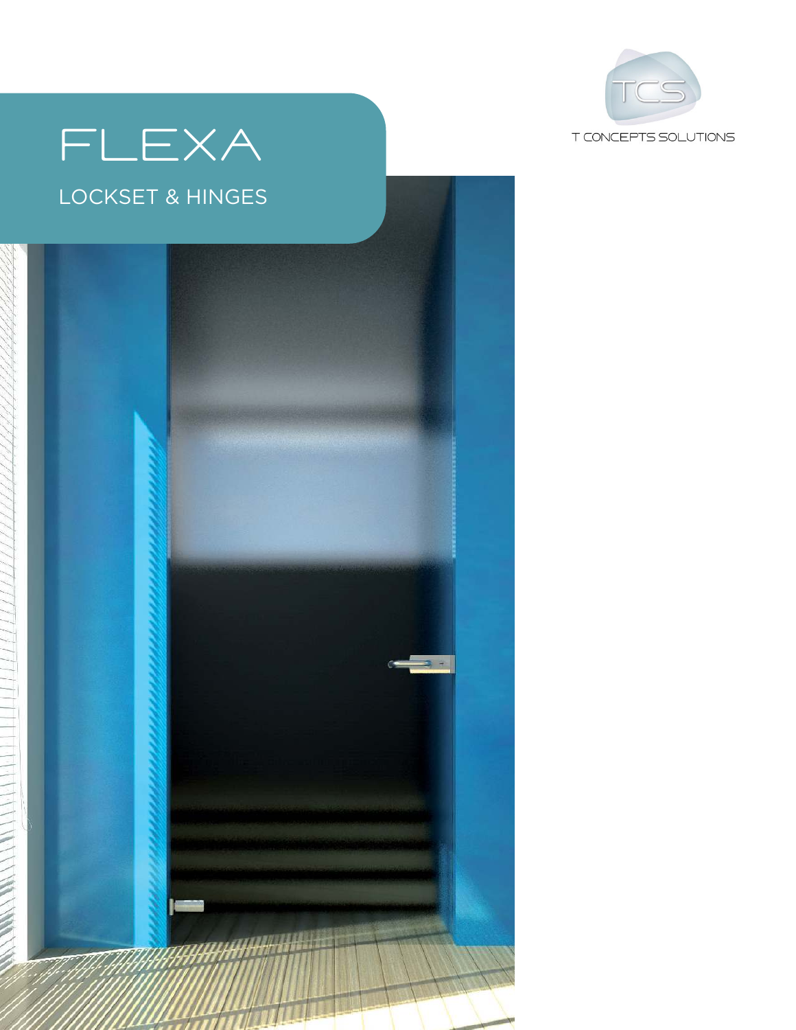# FLEXA

## LOCKSET & HINGES

TCS

T CONCEPTS SOLUTIONS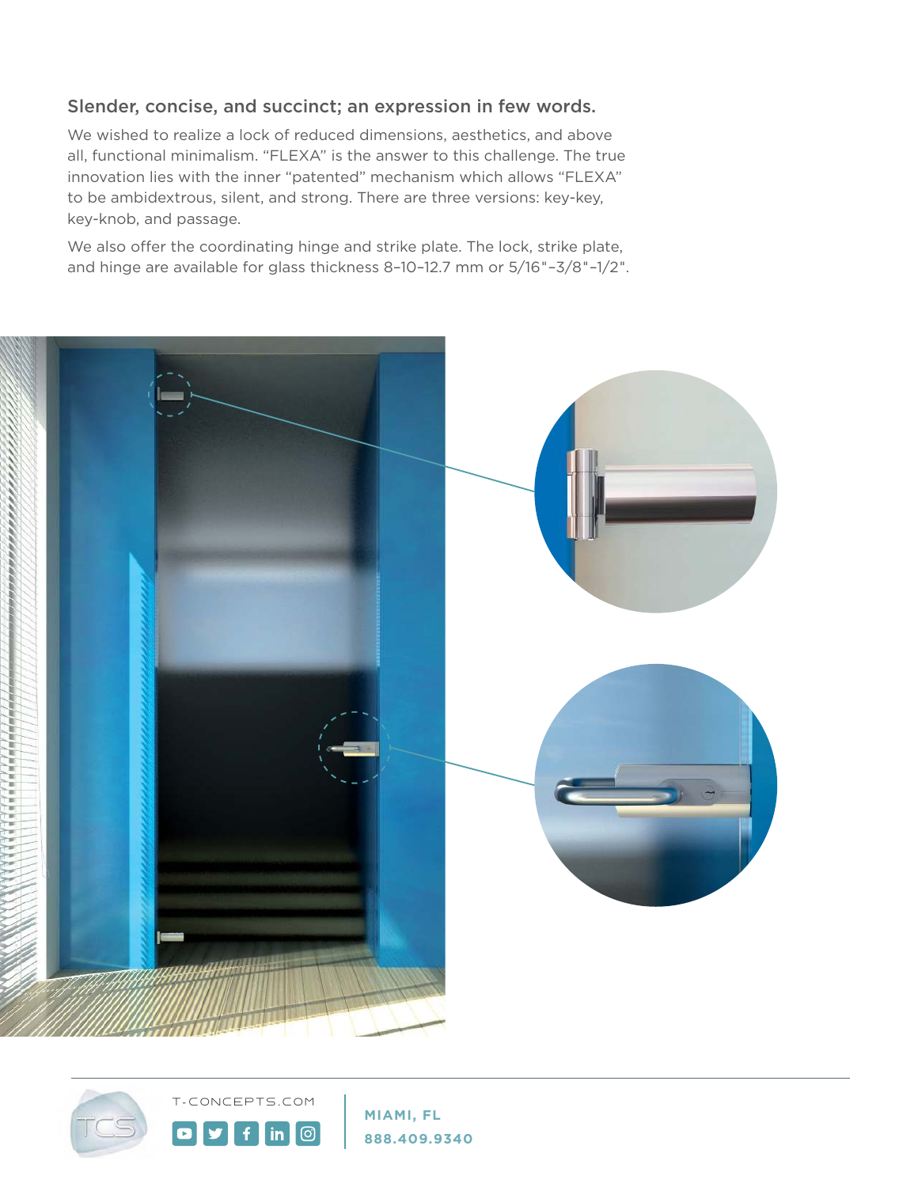### Slender, concise, and succinct; an expression in few words.

We wished to realize a lock of reduced dimensions, aesthetics, and above all, functional minimalism. "FLEXA" is the answer to this challenge. The true innovation lies with the inner "patented" mechanism which allows "FLEXA" to be ambidextrous, silent, and strong. There are three versions: key-key, key-knob, and passage.

We also offer the coordinating hinge and strike plate. The lock, strike plate, and hinge are available for glass thickness 8–10–12.7 mm or 5/16"–3/8"–1/2".

T-CONCEPTS.COM

**MIAMI, FL**
**888.409.9340**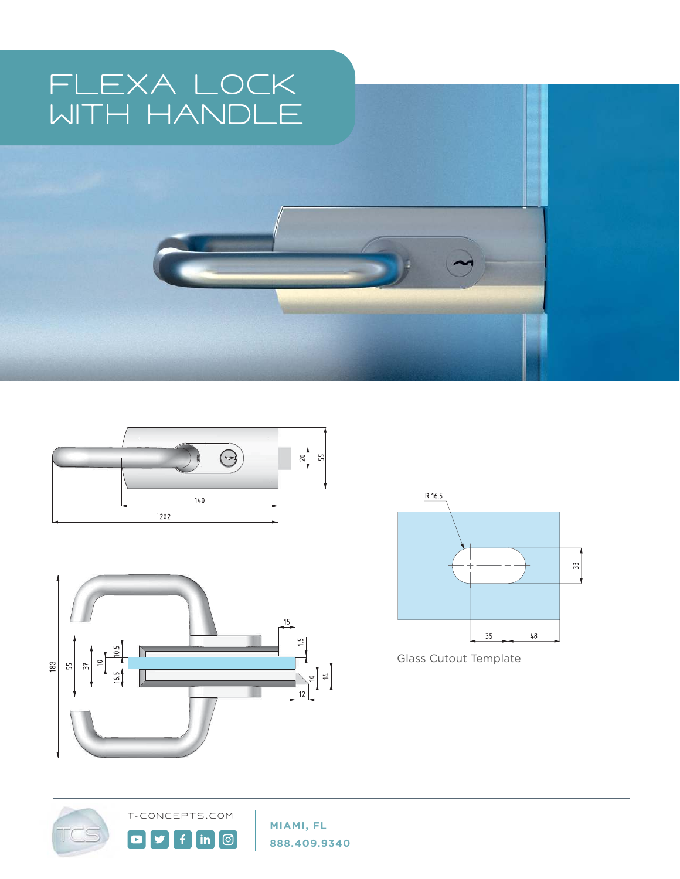# FLEXA LOCK WITH HANDLE

20

55

140

202

183

55

37

10

10.5

16.5

15

1.5

10

14

12

R 16.5

33

35

48

Glass Cutout Template

T-CONCEPTS.COM

**MIAMI, FL**

**888.409.9340**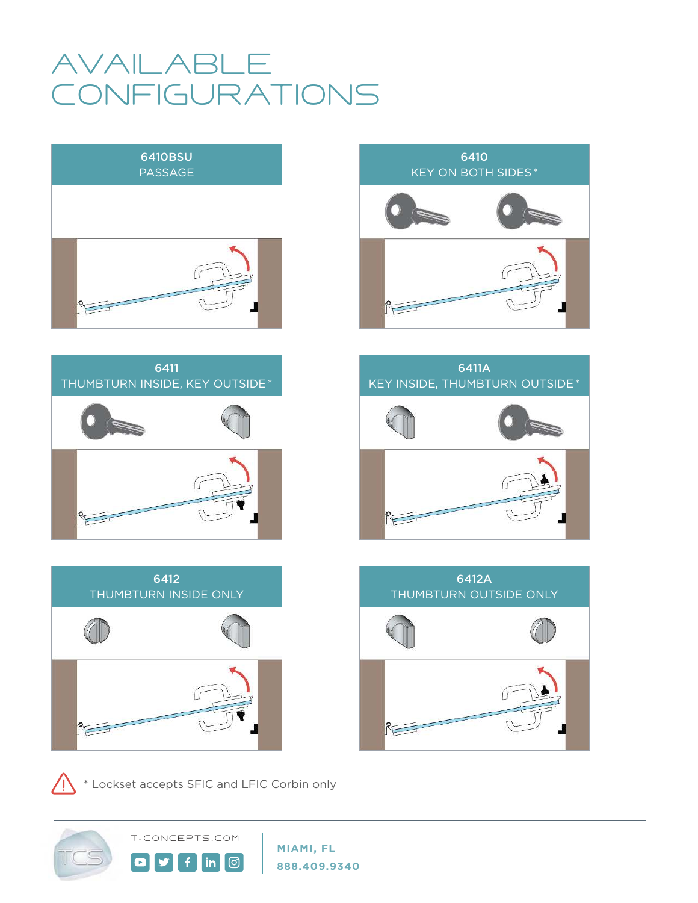# AVAILABLE CONFIGURATIONS

**6410BSU**
PASSAGE

**6410**
KEY ON BOTH SIDES*

**6411**
THUMBTURN INSIDE, KEY OUTSIDE*

**6411A**
KEY INSIDE, THUMBTURN OUTSIDE*

**6412**
THUMBTURN INSIDE ONLY

**6412A**
THUMBTURN OUTSIDE ONLY

* Lockset accepts SFIC and LFIC Corbin only

T-CONCEPTS.COM

**MIAMI, FL**
**888.409.9340**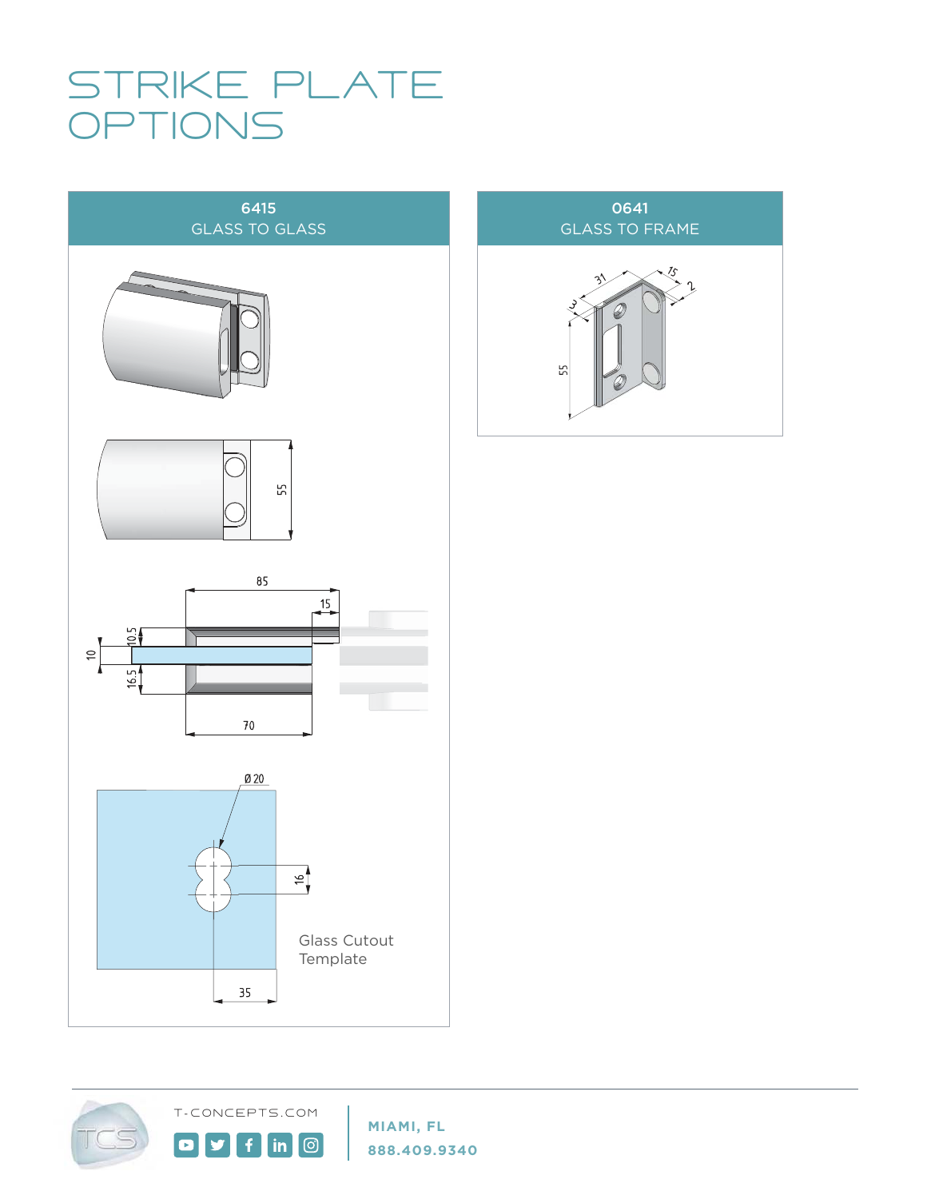# STRIKE PLATE OPTIONS

## 6415
GLASS TO GLASS

55

85

15

10

10.5

16.5

70

Ø 20

16

35

Glass Cutout Template

## 0641
GLASS TO FRAME

31

15

2

3

55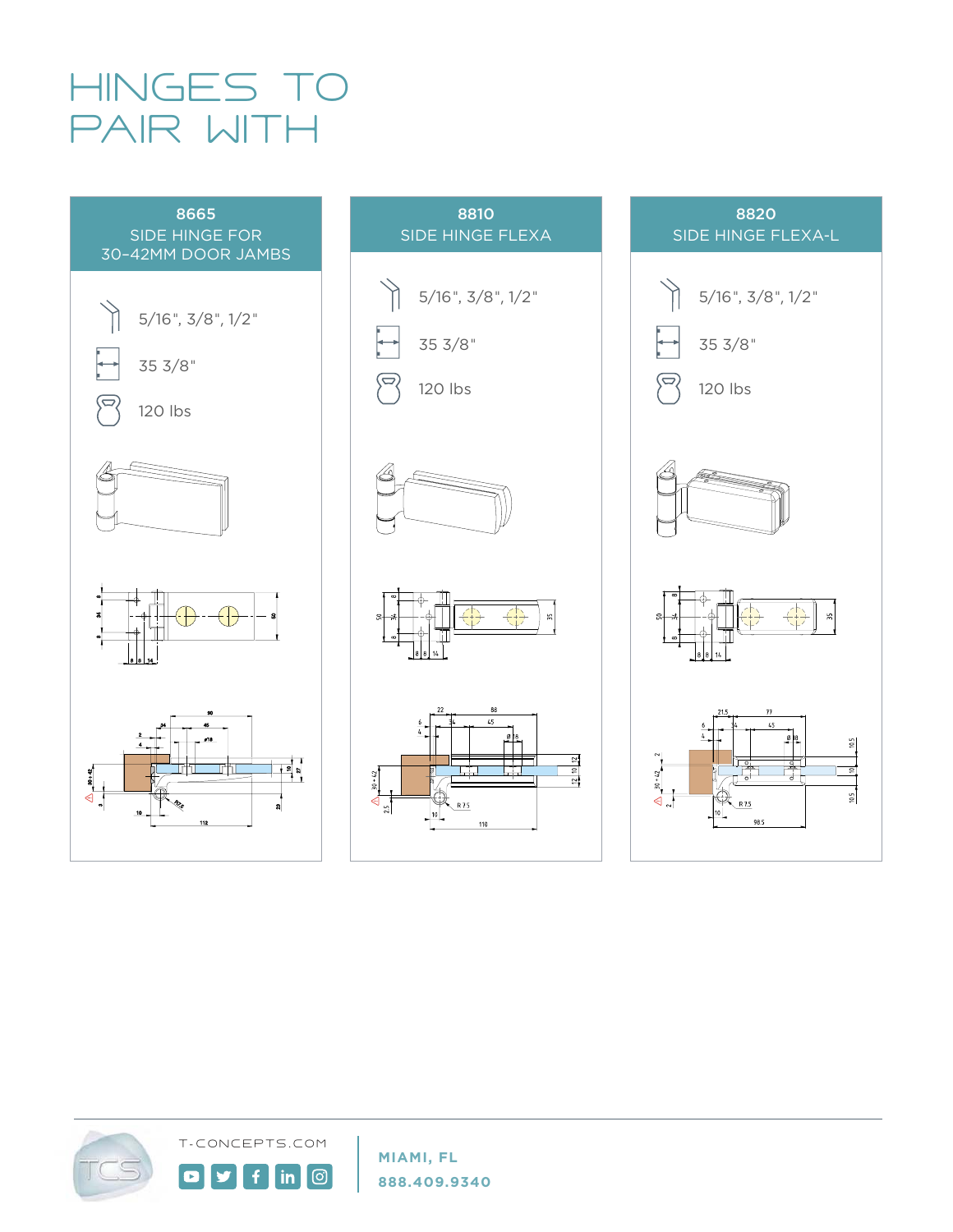# HINGES TO PAIR WITH

## 8665
SIDE HINGE FOR 30-42MM DOOR JAMBS

- 5/16", 3/8", 1/2"
- 35 3/8"
- 120 lbs

## 8810
SIDE HINGE FLEXA

- 5/16", 3/8", 1/2"
- 35 3/8"
- 120 lbs

## 8820
SIDE HINGE FLEXA-L

- 5/16", 3/8", 1/2"
- 35 3/8"
- 120 lbs

T-CONCEPTS.COM

MIAMI, FL
888.409.9340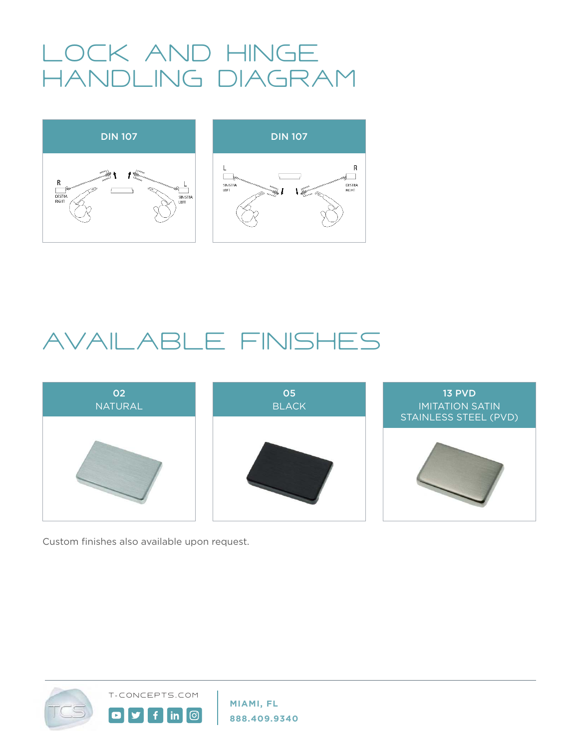# LOCK AND HINGE HANDLING DIAGRAM

| DIN 107 | DIN 107 |
| --- | --- |
| R DESTRA RIGHT / L SINISTRA LEFT | L SINISTRA LEFT / R DESTRA RIGHT |

# AVAILABLE FINISHES

| 02 NATURAL | 05 BLACK | 13 PVD IMITATION SATIN STAINLESS STEEL (PVD) |
| --- | --- | --- |

Custom finishes also available upon request.

T-CONCEPTS.COM

MIAMI, FL

888.409.9340